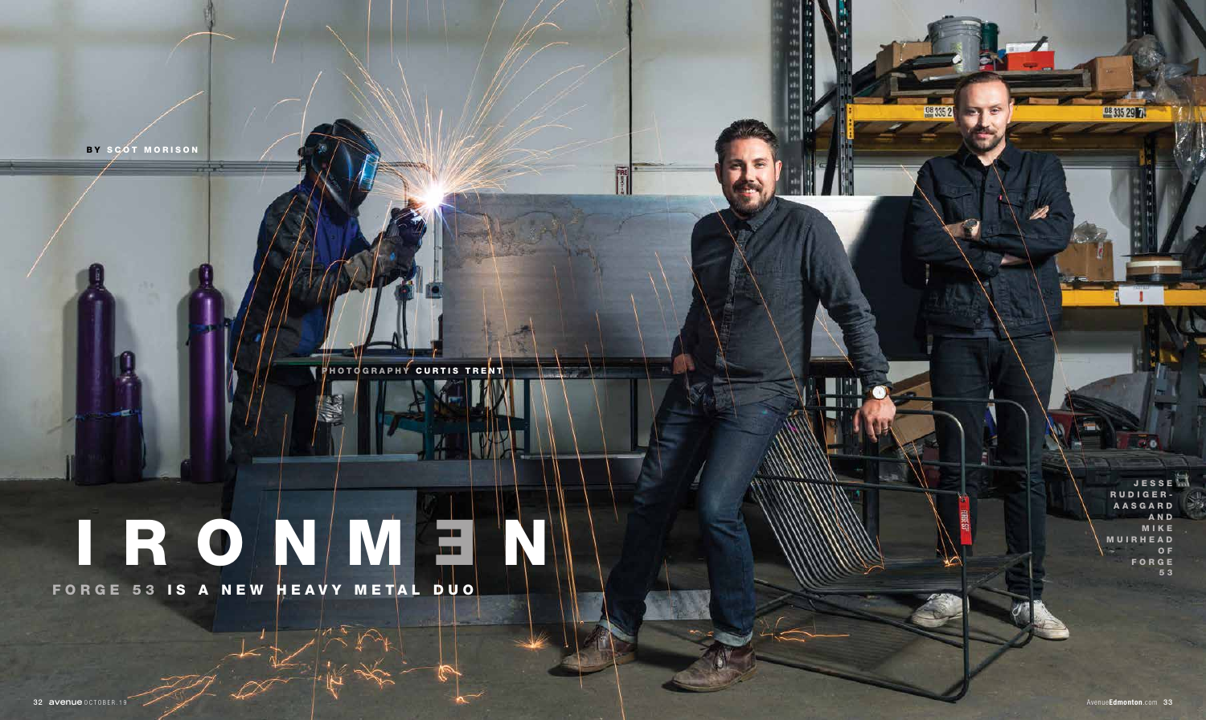BY SCOT MORISON

PHOTOGRAPHY CURTIS TRENT

# IRONMEN

## FORGE 53 IS A NEW HEAVY METAL DUO

JESSE RUDIGER-AASGARD AND MIKE MUIRHEAD OF FORGE 53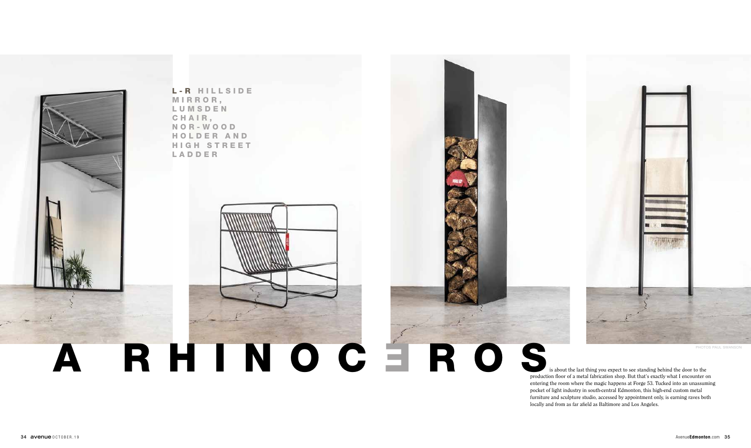**L-R** HILLSIDE MIRROR, LUMSDEN CHAIR, NOR-WOOD HOLDER AND HIGH STREET LADDER

PHOTOS PAUL SWANSON

# A RHINOCEROS

is about the last thing you expect to see standing behind the door to the production floor of a metal fabrication shop. But that's exactly what I encounter on entering the room where the magic happens at Forge 53. Tucked into an unassuming pocket of light industry in south-central Edmonton, this high-end custom metal furniture and sculpture studio, accessed by appointment only, is earning raves both locally and from as far afield as Baltimore and Los Angeles.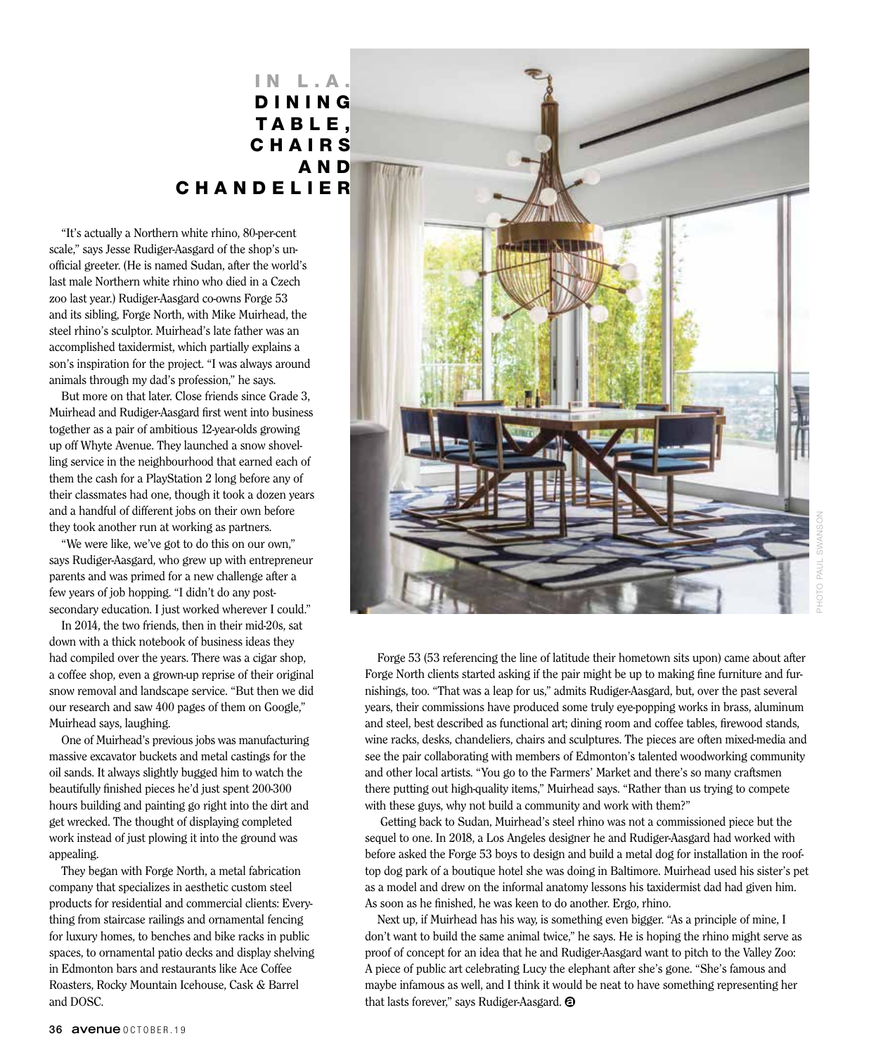IN L.A.
DINING TABLE, CHAIRS AND CHANDELIER

PHOTO PAUL SWANSON

"It's actually a Northern white rhino, 80-per-cent scale," says Jesse Rudiger-Aasgard of the shop's unofficial greeter. (He is named Sudan, after the world's last male Northern white rhino who died in a Czech zoo last year.) Rudiger-Aasgard co-owns Forge 53 and its sibling, Forge North, with Mike Muirhead, the steel rhino's sculptor. Muirhead's late father was an accomplished taxidermist, which partially explains a son's inspiration for the project. "I was always around animals through my dad's profession," he says.

But more on that later. Close friends since Grade 3, Muirhead and Rudiger-Aasgard first went into business together as a pair of ambitious 12-year-olds growing up off Whyte Avenue. They launched a snow shovelling service in the neighbourhood that earned each of them the cash for a PlayStation 2 long before any of their classmates had one, though it took a dozen years and a handful of different jobs on their own before they took another run at working as partners.

"We were like, we've got to do this on our own," says Rudiger-Aasgard, who grew up with entrepreneur parents and was primed for a new challenge after a few years of job hopping. "I didn't do any post-secondary education. I just worked wherever I could."

In 2014, the two friends, then in their mid-20s, sat down with a thick notebook of business ideas they had compiled over the years. There was a cigar shop, a coffee shop, even a grown-up reprise of their original snow removal and landscape service. "But then we did our research and saw 400 pages of them on Google," Muirhead says, laughing.

One of Muirhead's previous jobs was manufacturing massive excavator buckets and metal castings for the oil sands. It always slightly bugged him to watch the beautifully finished pieces he'd just spent 200-300 hours building and painting go right into the dirt and get wrecked. The thought of displaying completed work instead of just plowing it into the ground was appealing.

They began with Forge North, a metal fabrication company that specializes in aesthetic custom steel products for residential and commercial clients: Everything from staircase railings and ornamental fencing for luxury homes, to benches and bike racks in public spaces, to ornamental patio decks and display shelving in Edmonton bars and restaurants like Ace Coffee Roasters, Rocky Mountain Icehouse, Cask & Barrel and DOSC.

Forge 53 (53 referencing the line of latitude their hometown sits upon) came about after Forge North clients started asking if the pair might be up to making fine furniture and furnishings, too. "That was a leap for us," admits Rudiger-Aasgard, but, over the past several years, their commissions have produced some truly eye-popping works in brass, aluminum and steel, best described as functional art; dining room and coffee tables, firewood stands, wine racks, desks, chandeliers, chairs and sculptures. The pieces are often mixed-media and see the pair collaborating with members of Edmonton's talented woodworking community and other local artists. "You go to the Farmers' Market and there's so many craftsmen there putting out high-quality items," Muirhead says. "Rather than us trying to compete with these guys, why not build a community and work with them?"

Getting back to Sudan, Muirhead's steel rhino was not a commissioned piece but the sequel to one. In 2018, a Los Angeles designer he and Rudiger-Aasgard had worked with before asked the Forge 53 boys to design and build a metal dog for installation in the rooftop dog park of a boutique hotel she was doing in Baltimore. Muirhead used his sister's pet as a model and drew on the informal anatomy lessons his taxidermist dad had given him. As soon as he finished, he was keen to do another. Ergo, rhino.

Next up, if Muirhead has his way, is something even bigger. "As a principle of mine, I don't want to build the same animal twice," he says. He is hoping the rhino might serve as proof of concept for an idea that he and Rudiger-Aasgard want to pitch to the Valley Zoo: A piece of public art celebrating Lucy the elephant after she's gone. "She's famous and maybe infamous as well, and I think it would be neat to have something representing her that lasts forever," says Rudiger-Aasgard.